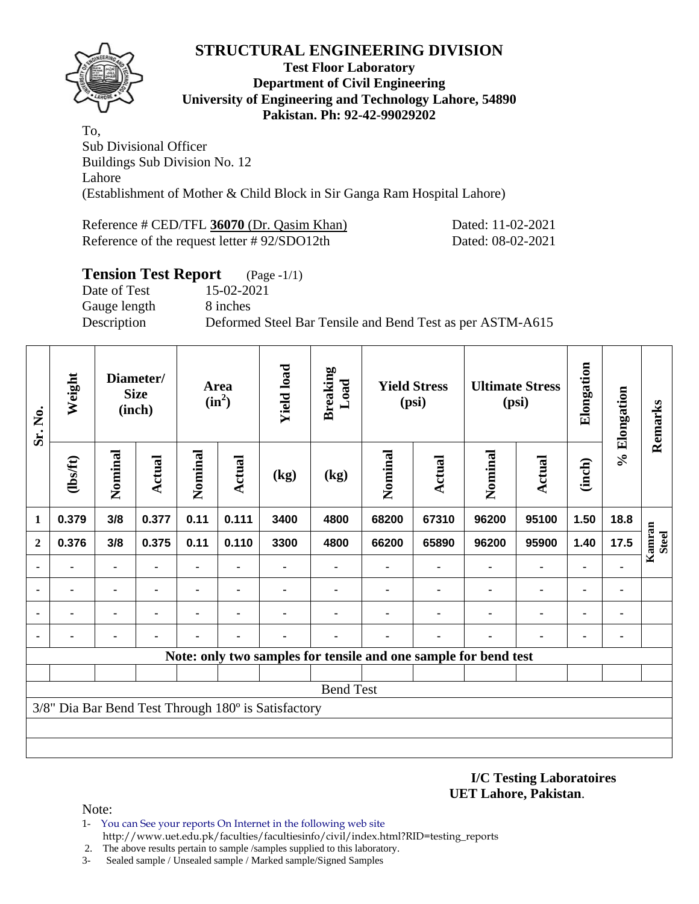# STRUCTURAL ENGINEERING DIVISION

**Test Floor Laboratory**
**Department of Civil Engineering**
**University of Engineering and Technology Lahore, 54890**
**Pakistan. Ph: 92-42-99029202**

To,
Sub Divisional Officer
Buildings Sub Division No. 12
Lahore
(Establishment of Mother & Child Block in Sir Ganga Ram Hospital Lahore)

Reference # CED/TFL **36070** (Dr. Qasim Khan) Dated: 11-02-2021
Reference of the request letter # 92/SDO12th Dated: 08-02-2021

## Tension Test Report (Page -1/1)

Date of Test 15-02-2021
Gauge length 8 inches
Description Deformed Steel Bar Tensile and Bend Test as per ASTM-A615

| Sr. No. | Weight | Diameter/ Size (inch) | | Area ($in^2$) | | Yield load | Breaking Load | Yield Stress (psi) | | Ultimate Stress (psi) | | Elongation | % Elongation | Remarks |
|---|---|---|---|---|---|---|---|---|---|---|---|---|---|---|
| | (lbs/ft) | Nominal | Actual | Nominal | Actual | (kg) | (kg) | Nominal | Actual | Nominal | Actual | (inch) | | |
| 1 | 0.379 | 3/8 | 0.377 | 0.11 | 0.111 | 3400 | 4800 | 68200 | 67310 | 96200 | 95100 | 1.50 | 18.8 | Kamran Steel |
| 2 | 0.376 | 3/8 | 0.375 | 0.11 | 0.110 | 3300 | 4800 | 66200 | 65890 | 96200 | 95900 | 1.40 | 17.5 | |
| - | - | - | - | - | - | - | - | - | - | - | - | - | - | |
| - | - | - | - | - | - | - | - | - | - | - | - | - | - | |
| - | - | - | - | - | - | - | - | - | - | - | - | - | - | |
| - | - | - | - | - | - | - | - | - | - | - | - | - | - | |

**Note: only two samples for tensile and one sample for bend test**

Bend Test

3/8" Dia Bar Bend Test Through 180º is Satisfactory

**I/C Testing Laboratoires**
**UET Lahore, Pakistan**.

Note:
1- You can See your reports On Internet in the following web site
http://www.uet.edu.pk/faculties/facultiesinfo/civil/index.html?RID=testing_reports
2. The above results pertain to sample /samples supplied to this laboratory.
3- Sealed sample / Unsealed sample / Marked sample/Signed Samples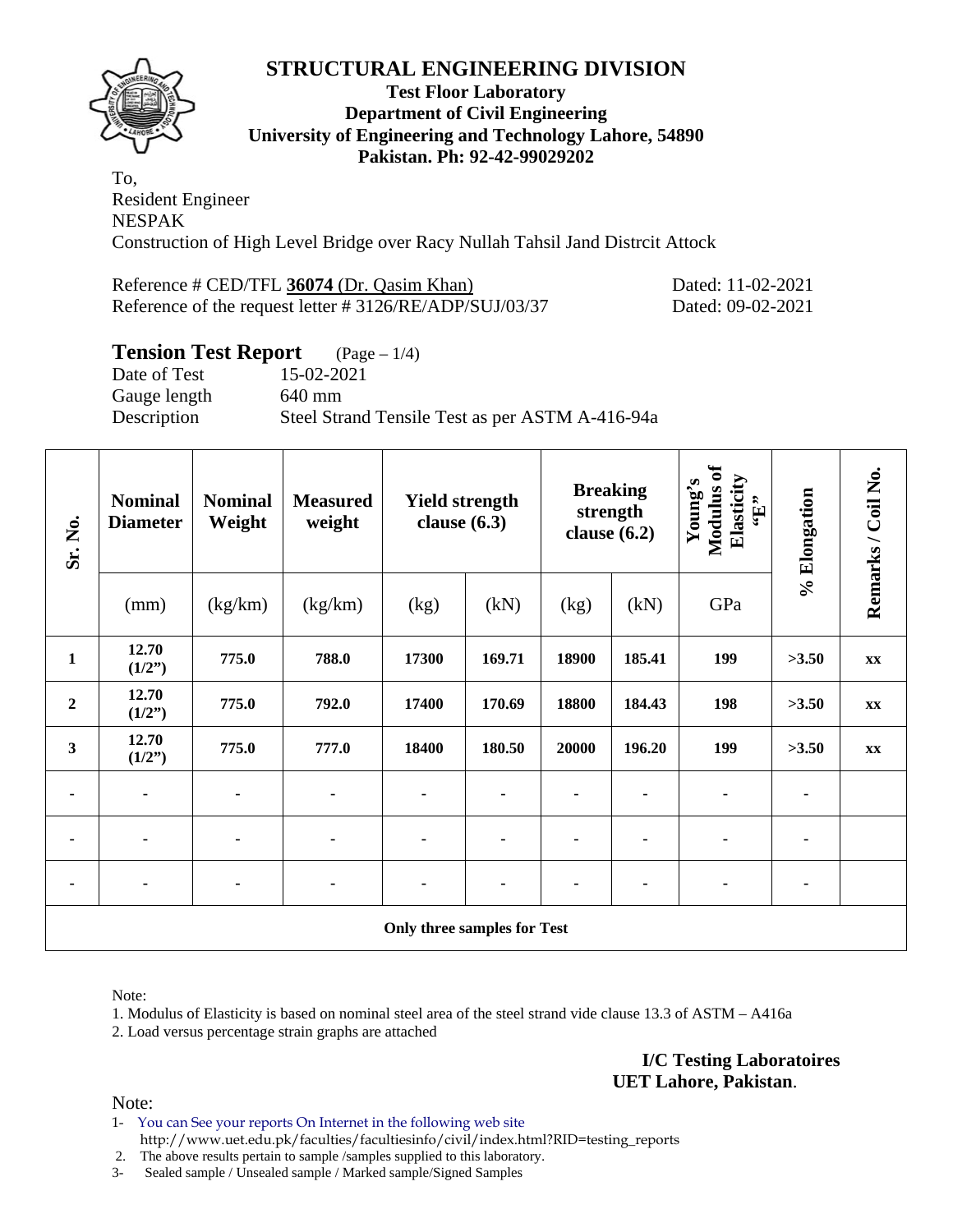# STRUCTURAL ENGINEERING DIVISION

**Test Floor Laboratory**
**Department of Civil Engineering**
**University of Engineering and Technology Lahore, 54890**
**Pakistan. Ph: 92-42-99029202**

To,
Resident Engineer
NESPAK
Construction of High Level Bridge over Racy Nullah Tahsil Jand Distrcit Attock

Reference # CED/TFL **36074** (Dr. Qasim Khan) Dated: 11-02-2021
Reference of the request letter # 3126/RE/ADP/SUJ/03/37 Dated: 09-02-2021

## Tension Test Report (Page – 1/4)

Date of Test 15-02-2021
Gauge length 640 mm
Description Steel Strand Tensile Test as per ASTM A-416-94a

| Sr. No. | Nominal Diameter | Nominal Weight | Measured weight | Yield strength clause (6.3) | | Breaking strength clause (6.2) | | Young's Modulus of Elasticity "E" | % Elongation | Remarks / Coil No. |
|---|---|---|---|---|---|---|---|---|---|---|
| | (mm) | (kg/km) | (kg/km) | (kg) | (kN) | (kg) | (kN) | GPa | | |
| **1** | **12.70 (1/2")** | **775.0** | **788.0** | **17300** | **169.71** | **18900** | **185.41** | **199** | **>3.50** | **xx** |
| **2** | **12.70 (1/2")** | **775.0** | **792.0** | **17400** | **170.69** | **18800** | **184.43** | **198** | **>3.50** | **xx** |
| **3** | **12.70 (1/2")** | **775.0** | **777.0** | **18400** | **180.50** | **20000** | **196.20** | **199** | **>3.50** | **xx** |
| - | - | - | - | - | - | - | - | - | - | |
| - | - | - | - | - | - | - | - | - | - | |
| - | - | - | - | - | - | - | - | - | - | |
| **Only three samples for Test** | | | | | | | | | | |

Note:

1. Modulus of Elasticity is based on nominal steel area of the steel strand vide clause 13.3 of ASTM – A416a
2. Load versus percentage strain graphs are attached

**I/C Testing Laboratoires**
**UET Lahore, Pakistan**.

Note:

1- You can See your reports On Internet in the following web site
http://www.uet.edu.pk/faculties/facultiesinfo/civil/index.html?RID=testing_reports
2. The above results pertain to sample /samples supplied to this laboratory.
3- Sealed sample / Unsealed sample / Marked sample/Signed Samples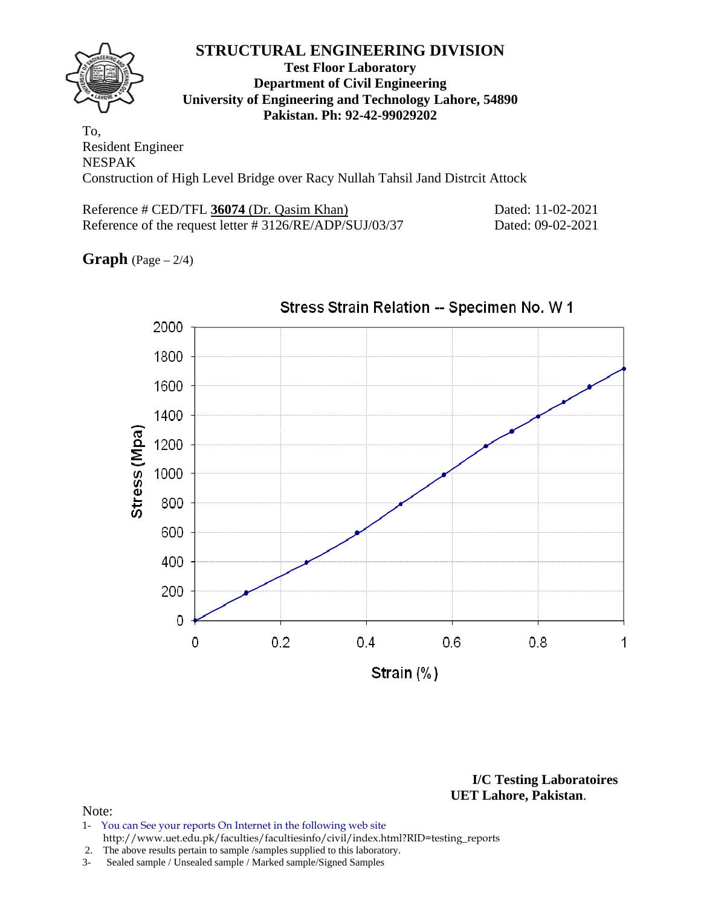# STRUCTURAL ENGINEERING DIVISION

**Test Floor Laboratory**
**Department of Civil Engineering**
**University of Engineering and Technology Lahore, 54890**
**Pakistan. Ph: 92-42-99029202**

To,
Resident Engineer
NESPAK
Construction of High Level Bridge over Racy Nullah Tahsil Jand Distrcit Attock

Reference # CED/TFL **36074** (Dr. Qasim Khan) Dated: 11-02-2021
Reference of the request letter # 3126/RE/ADP/SUJ/03/37 Dated: 09-02-2021

**Graph** (Page – 2/4)

Stress Strain Relation -- Specimen No. W 1

Stress (Mpa)

2000
1800
1600
1400
1200
1000
800
600
400
200
0

0 0.2 0.4 0.6 0.8 1

Strain (%)

**I/C Testing Laboratoires**
**UET Lahore, Pakistan**.

Note:

1- You can See your reports On Internet in the following web site
http://www.uet.edu.pk/faculties/facultiesinfo/civil/index.html?RID=testing_reports
2. The above results pertain to sample /samples supplied to this laboratory.
3- Sealed sample / Unsealed sample / Marked sample/Signed Samples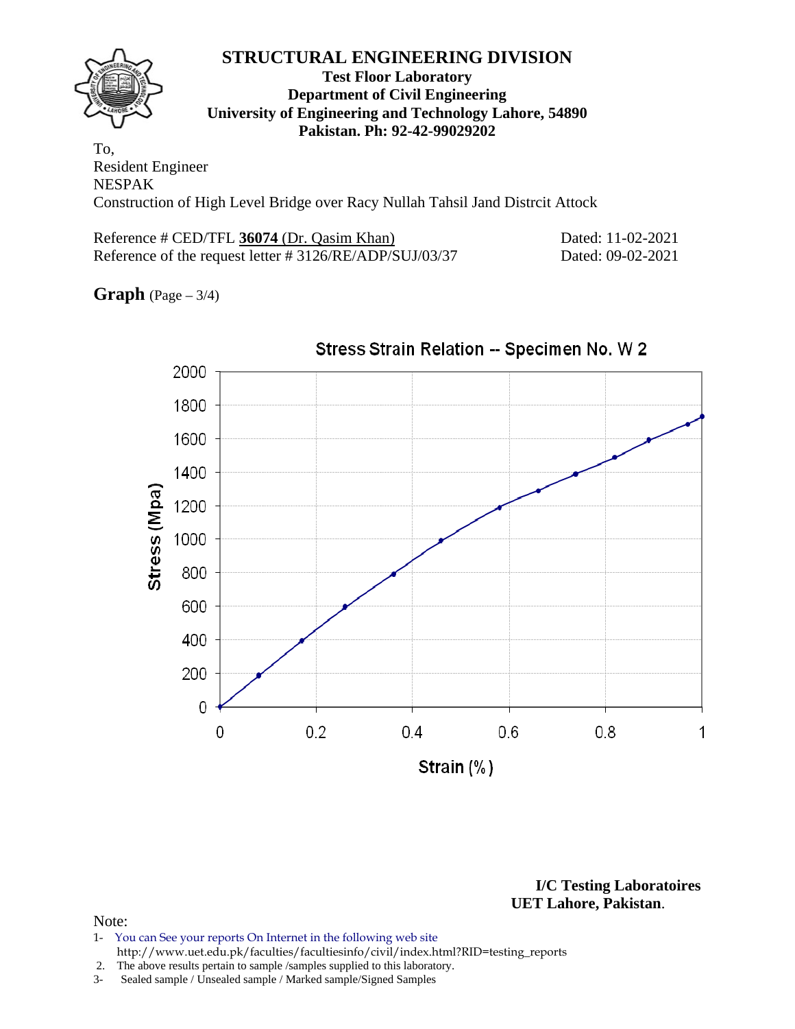# STRUCTURAL ENGINEERING DIVISION

**Test Floor Laboratory**
**Department of Civil Engineering**
**University of Engineering and Technology Lahore, 54890**
**Pakistan. Ph: 92-42-99029202**

To,
Resident Engineer
NESPAK
Construction of High Level Bridge over Racy Nullah Tahsil Jand Distrcit Attock

Reference # CED/TFL **36074** (Dr. Qasim Khan) Dated: 11-02-2021
Reference of the request letter # 3126/RE/ADP/SUJ/03/37 Dated: 09-02-2021

**Graph** (Page – 3/4)

Stress Strain Relation -- Specimen No. W 2

Stress (Mpa)

2000
1800
1600
1400
1200
1000
800
600
400
200
0

0 0.2 0.4 0.6 0.8 1

Strain (%)

**I/C Testing Laboratoires**
**UET Lahore, Pakistan**.

Note:
1- You can See your reports On Internet in the following web site
http://www.uet.edu.pk/faculties/facultiesinfo/civil/index.html?RID=testing_reports
2. The above results pertain to sample /samples supplied to this laboratory.
3- Sealed sample / Unsealed sample / Marked sample/Signed Samples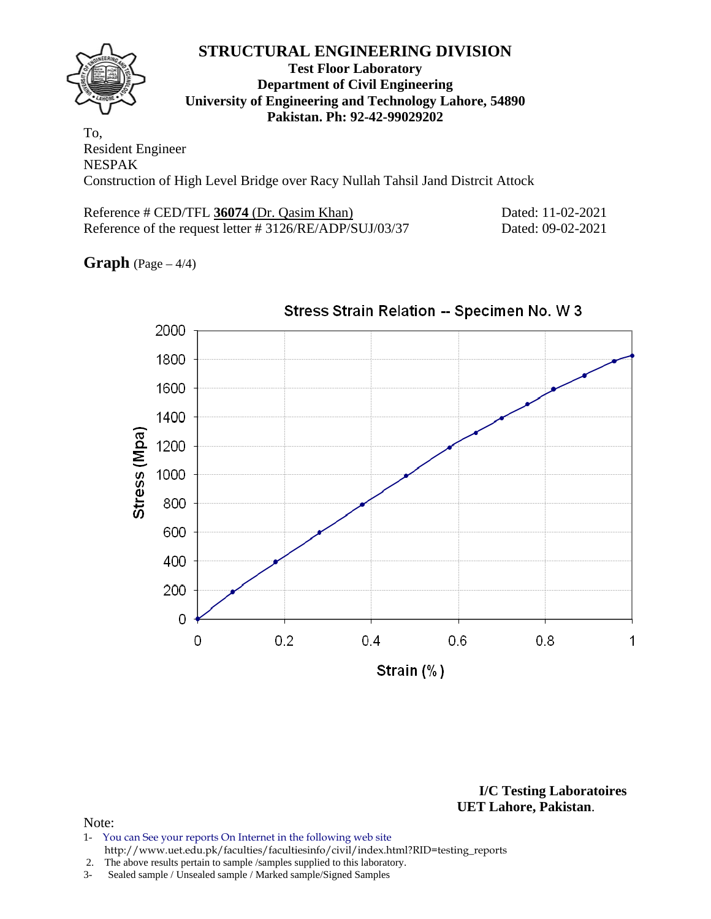# STRUCTURAL ENGINEERING DIVISION

**Test Floor Laboratory**
**Department of Civil Engineering**
**University of Engineering and Technology Lahore, 54890**
**Pakistan. Ph: 92-42-99029202**

To,
Resident Engineer
NESPAK
Construction of High Level Bridge over Racy Nullah Tahsil Jand Distrcit Attock

Reference # CED/TFL **36074** (Dr. Qasim Khan) Dated: 11-02-2021
Reference of the request letter # 3126/RE/ADP/SUJ/03/37 Dated: 09-02-2021

**Graph** (Page – 4/4)

Stress Strain Relation -- Specimen No. W 3

Stress (Mpa)

2000
1800
1600
1400
1200
1000
800
600
400
200
0

0 0.2 0.4 0.6 0.8 1

Strain (%)

**I/C Testing Laboratoires**
**UET Lahore, Pakistan.**

Note:
1- You can See your reports On Internet in the following web site
http://www.uet.edu.pk/faculties/facultiesinfo/civil/index.html?RID=testing_reports
2. The above results pertain to sample /samples supplied to this laboratory.
3- Sealed sample / Unsealed sample / Marked sample/Signed Samples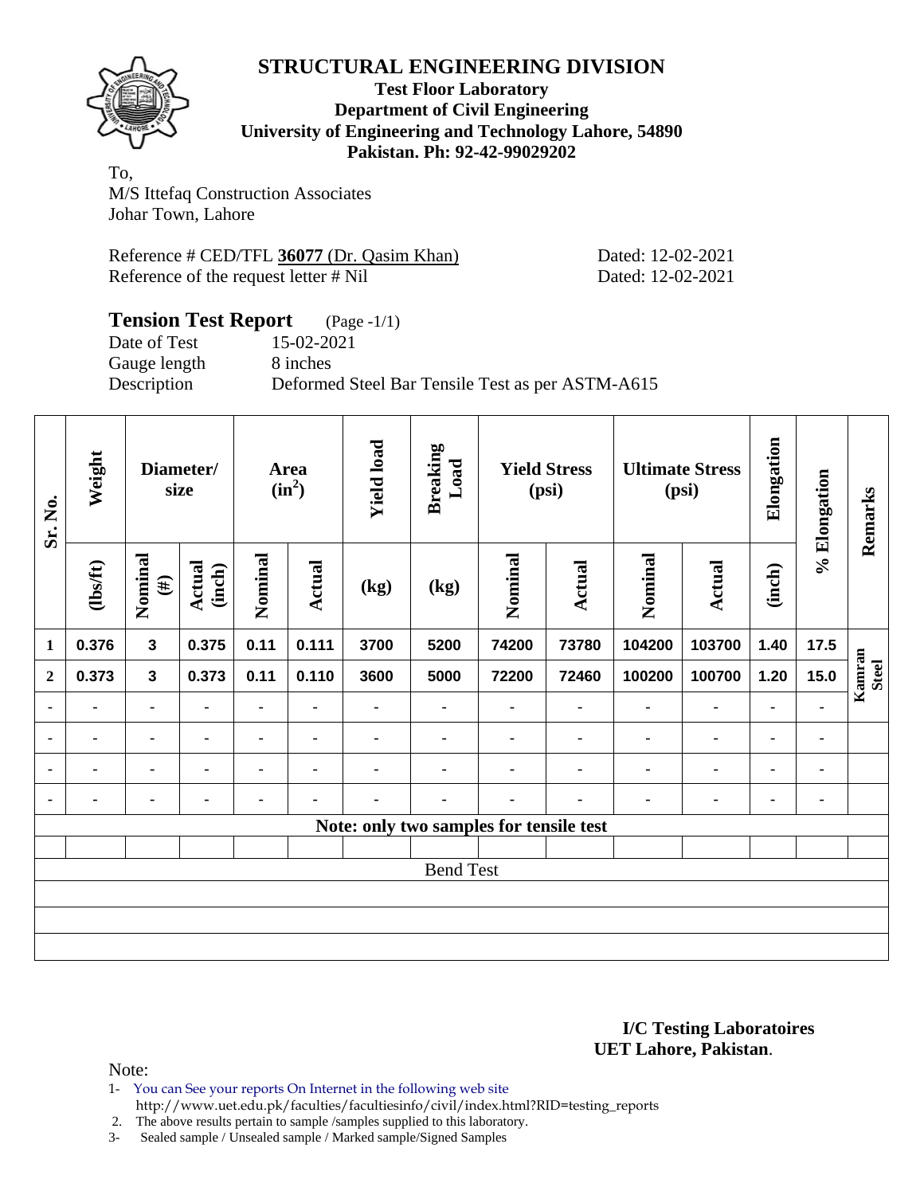# STRUCTURAL ENGINEERING DIVISION

**Test Floor Laboratory**
**Department of Civil Engineering**
**University of Engineering and Technology Lahore, 54890**
**Pakistan. Ph: 92-42-99029202**

To,
M/S Ittefaq Construction Associates
Johar Town, Lahore

Reference # CED/TFL **36077** (Dr. Qasim Khan) Dated: 12-02-2021
Reference of the request letter # Nil Dated: 12-02-2021

## Tension Test Report (Page -1/1)

Date of Test 15-02-2021
Gauge length 8 inches
Description Deformed Steel Bar Tensile Test as per ASTM-A615

| Sr. No. | Weight | Diameter/ size | | Area ($in^2$) | | Yield load | Breaking Load | Yield Stress (psi) | | Ultimate Stress (psi) | | Elongation | % Elongation | Remarks |
|---|---|---|---|---|---|---|---|---|---|---|---|---|---|---|
| | (lbs/ft) | Nominal (#) | Actual (inch) | Nominal | Actual | (kg) | (kg) | Nominal | Actual | Nominal | Actual | (inch) | | |
| 1 | 0.376 | 3 | 0.375 | 0.11 | 0.111 | 3700 | 5200 | 74200 | 73780 | 104200 | 103700 | 1.40 | 17.5 | Kamran Steel |
| 2 | 0.373 | 3 | 0.373 | 0.11 | 0.110 | 3600 | 5000 | 72200 | 72460 | 100200 | 100700 | 1.20 | 15.0 | |
| - | - | - | - | - | - | - | - | - | - | - | - | - | - | |
| - | - | - | - | - | - | - | - | - | - | - | - | - | - | |
| - | - | - | - | - | - | - | - | - | - | - | - | - | - | |
| - | - | - | - | - | - | - | - | - | - | - | - | - | - | |
| Note: only two samples for tensile test | | | | | | | | | | | | | | |
| | | | | | | | | | | | | | | |
| Bend Test | | | | | | | | | | | | | | |

**I/C Testing Laboratoires**
**UET Lahore, Pakistan**.

Note:
1- You can See your reports On Internet in the following web site
http://www.uet.edu.pk/faculties/facultiesinfo/civil/index.html?RID=testing_reports
2. The above results pertain to sample /samples supplied to this laboratory.
3- Sealed sample / Unsealed sample / Marked sample/Signed Samples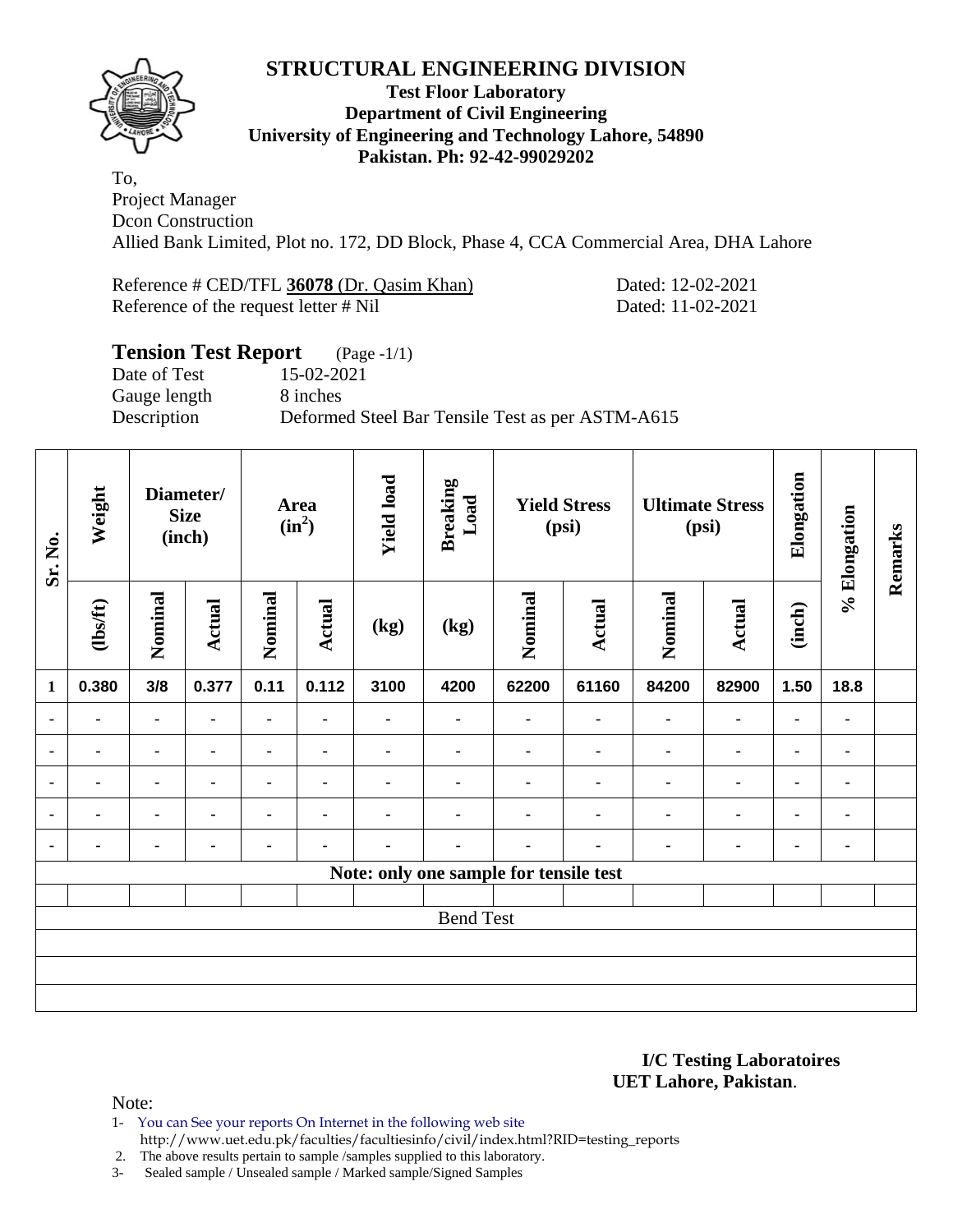# STRUCTURAL ENGINEERING DIVISION

**Test Floor Laboratory**
**Department of Civil Engineering**
**University of Engineering and Technology Lahore, 54890**
**Pakistan. Ph: 92-42-99029202**

To,
Project Manager
Dcon Construction
Allied Bank Limited, Plot no. 172, DD Block, Phase 4, CCA Commercial Area, DHA Lahore

Reference # CED/TFL **36078** (Dr. Qasim Khan) Dated: 12-02-2021
Reference of the request letter # Nil Dated: 11-02-2021

## Tension Test Report (Page -1/1)

Date of Test 15-02-2021
Gauge length 8 inches
Description Deformed Steel Bar Tensile Test as per ASTM-A615

| Sr. No. | Weight | Diameter/ Size (inch) | | Area ($in^2$) | | Yield load | Breaking Load | Yield Stress (psi) | | Ultimate Stress (psi) | | Elongation | % Elongation | Remarks |
|---|---|---|---|---|---|---|---|---|---|---|---|---|---|---|
| | (lbs/ft) | Nominal | Actual | Nominal | Actual | (kg) | (kg) | Nominal | Actual | Nominal | Actual | (inch) | | |
| 1 | 0.380 | 3/8 | 0.377 | 0.11 | 0.112 | 3100 | 4200 | 62200 | 61160 | 84200 | 82900 | 1.50 | 18.8 | |
| - | - | - | - | - | - | - | - | - | - | - | - | - | - | |
| - | - | - | - | - | - | - | - | - | - | - | - | - | - | |
| - | - | - | - | - | - | - | - | - | - | - | - | - | - | |
| - | - | - | - | - | - | - | - | - | - | - | - | - | - | |
| - | - | - | - | - | - | - | - | - | - | - | - | - | - | |
| Note: only one sample for tensile test | | | | | | | | | | | | | | |
| | | | | | | | | | | | | | | |
| Bend Test | | | | | | | | | | | | | | |
| | | | | | | | | | | | | | | |
| | | | | | | | | | | | | | | |
| | | | | | | | | | | | | | | |

**I/C Testing Laboratoires**
**UET Lahore, Pakistan**.

Note:

1- You can See your reports On Internet in the following web site
http://www.uet.edu.pk/faculties/facultiesinfo/civil/index.html?RID=testing_reports
2. The above results pertain to sample /samples supplied to this laboratory.
3- Sealed sample / Unsealed sample / Marked sample/Signed Samples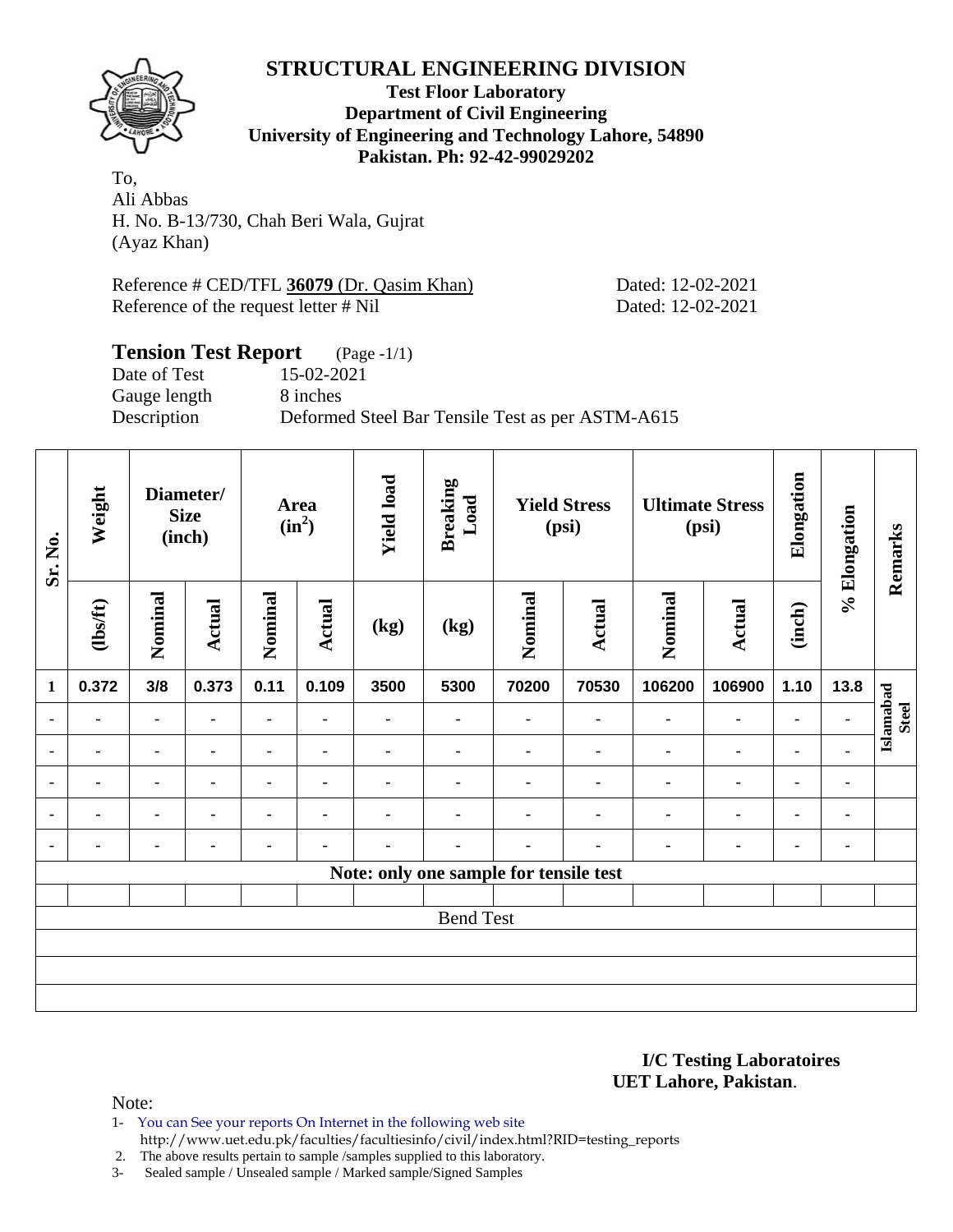# STRUCTURAL ENGINEERING DIVISION

**Test Floor Laboratory**
**Department of Civil Engineering**
**University of Engineering and Technology Lahore, 54890**
**Pakistan. Ph: 92-42-99029202**

To,
Ali Abbas
H. No. B-13/730, Chah Beri Wala, Gujrat
(Ayaz Khan)

Reference # CED/TFL **36079** (Dr. Qasim Khan) Dated: 12-02-2021
Reference of the request letter # Nil Dated: 12-02-2021

## Tension Test Report (Page -1/1)

Date of Test 15-02-2021
Gauge length 8 inches
Description Deformed Steel Bar Tensile Test as per ASTM-A615

| Sr. No. | Weight | Diameter/ Size (inch) | | Area ($in^2$) | | Yield load | Breaking Load | Yield Stress (psi) | | Ultimate Stress (psi) | | Elongation | % Elongation | Remarks |
|---|---|---|---|---|---|---|---|---|---|---|---|---|---|---|
| | (lbs/ft) | Nominal | Actual | Nominal | Actual | (kg) | (kg) | Nominal | Actual | Nominal | Actual | (inch) | | |
| 1 | 0.372 | 3/8 | 0.373 | 0.11 | 0.109 | 3500 | 5300 | 70200 | 70530 | 106200 | 106900 | 1.10 | 13.8 | Islamabad Steel |
| - | - | - | - | - | - | - | - | - | - | - | - | - | - | |
| - | - | - | - | - | - | - | - | - | - | - | - | - | - | |
| - | - | - | - | - | - | - | - | - | - | - | - | - | - | |
| - | - | - | - | - | - | - | - | - | - | - | - | - | - | |
| - | - | - | - | - | - | - | - | - | - | - | - | - | - | |

**Note: only one sample for tensile test**

Bend Test

**I/C Testing Laboratoires**
**UET Lahore, Pakistan**.

Note:
1- You can See your reports On Internet in the following web site
 http://www.uet.edu.pk/faculties/facultiesinfo/civil/index.html?RID=testing_reports
2. The above results pertain to sample /samples supplied to this laboratory.
3- Sealed sample / Unsealed sample / Marked sample/Signed Samples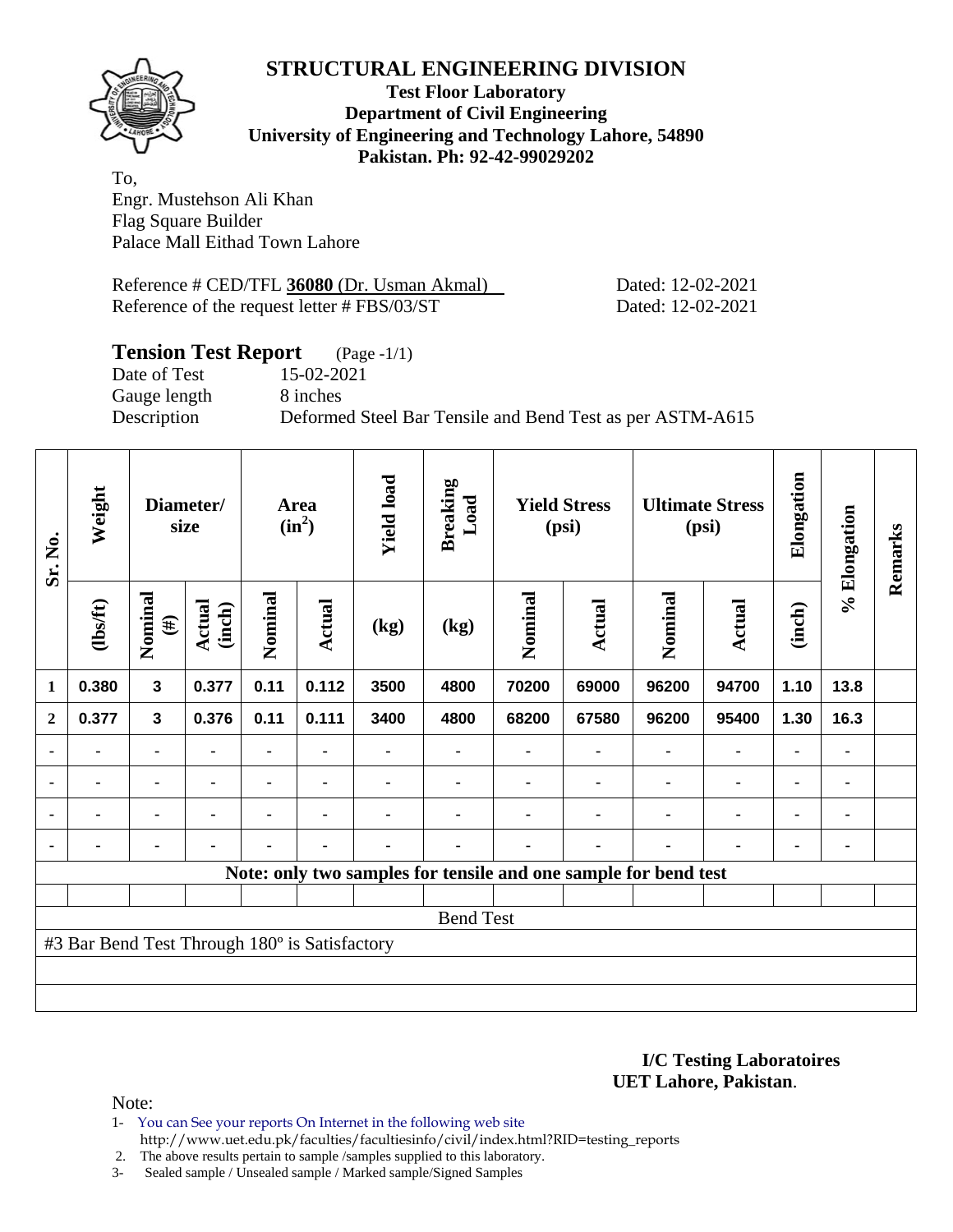# STRUCTURAL ENGINEERING DIVISION

**Test Floor Laboratory**
**Department of Civil Engineering**
**University of Engineering and Technology Lahore, 54890**
**Pakistan. Ph: 92-42-99029202**

To,
Engr. Mustehson Ali Khan
Flag Square Builder
Palace Mall Eithad Town Lahore

Reference # CED/TFL **36080** (Dr. Usman Akmal) Dated: 12-02-2021
Reference of the request letter # FBS/03/ST Dated: 12-02-2021

## Tension Test Report (Page -1/1)

Date of Test 15-02-2021
Gauge length 8 inches
Description Deformed Steel Bar Tensile and Bend Test as per ASTM-A615

| Sr. No. | Weight | Diameter/ size | | Area ($in^2$) | | Yield load | Breaking Load | Yield Stress (psi) | | Ultimate Stress (psi) | | Elongation | % Elongation | Remarks |
|---|---|---|---|---|---|---|---|---|---|---|---|---|---|---|
| | (lbs/ft) | Nominal (#) | Actual (inch) | Nominal | Actual | (kg) | (kg) | Nominal | Actual | Nominal | Actual | (inch) | | |
| 1 | 0.380 | 3 | 0.377 | 0.11 | 0.112 | 3500 | 4800 | 70200 | 69000 | 96200 | 94700 | 1.10 | 13.8 | |
| 2 | 0.377 | 3 | 0.376 | 0.11 | 0.111 | 3400 | 4800 | 68200 | 67580 | 96200 | 95400 | 1.30 | 16.3 | |
| - | - | - | - | - | - | - | - | - | - | - | - | - | - | |
| - | - | - | - | - | - | - | - | - | - | - | - | - | - | |
| - | - | - | - | - | - | - | - | - | - | - | - | - | - | |
| - | - | - | - | - | - | - | - | - | - | - | - | - | - | |

**Note: only two samples for tensile and one sample for bend test**

Bend Test

#3 Bar Bend Test Through 180º is Satisfactory

**I/C Testing Laboratoires**
**UET Lahore, Pakistan**.

Note:

1- You can See your reports On Internet in the following web site
http://www.uet.edu.pk/faculties/facultiesinfo/civil/index.html?RID=testing_reports
2. The above results pertain to sample /samples supplied to this laboratory.
3- Sealed sample / Unsealed sample / Marked sample/Signed Samples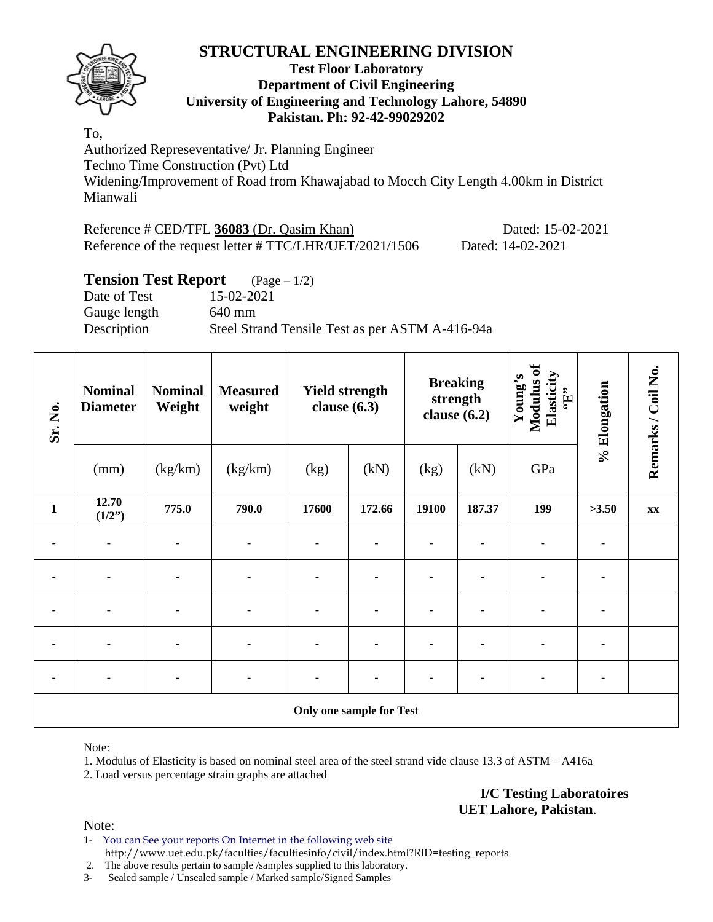# STRUCTURAL ENGINEERING DIVISION

**Test Floor Laboratory**
**Department of Civil Engineering**
**University of Engineering and Technology Lahore, 54890**
**Pakistan. Ph: 92-42-99029202**

To,
Authorized Represeventative/ Jr. Planning Engineer
Techno Time Construction (Pvt) Ltd
Widening/Improvement of Road from Khawajabad to Mocch City Length 4.00km in District Mianwali

Reference # CED/TFL **36083** (Dr. Qasim Khan) Dated: 15-02-2021
Reference of the request letter # TTC/LHR/UET/2021/1506 Dated: 14-02-2021

## Tension Test Report (Page – 1/2)

Date of Test 15-02-2021
Gauge length 640 mm
Description Steel Strand Tensile Test as per ASTM A-416-94a

| Sr. No. | Nominal Diameter | Nominal Weight | Measured weight | Yield strength clause (6.3) | | Breaking strength clause (6.2) | | Young's Modulus of Elasticity "E" | % Elongation | Remarks / Coil No. |
|---|---|---|---|---|---|---|---|---|---|---|
| | (mm) | (kg/km) | (kg/km) | (kg) | (kN) | (kg) | (kN) | GPa | | |
| **1** | **12.70 (1/2")** | **775.0** | **790.0** | **17600** | **172.66** | **19100** | **187.37** | **199** | **>3.50** | **xx** |
| - | - | - | - | - | - | - | - | - | - | |
| - | - | - | - | - | - | - | - | - | - | |
| - | - | - | - | - | - | - | - | - | - | |
| - | - | - | - | - | - | - | - | - | - | |
| - | - | - | - | - | - | - | - | - | - | |
| **Only one sample for Test** | | | | | | | | | | |

Note:

1. Modulus of Elasticity is based on nominal steel area of the steel strand vide clause 13.3 of ASTM – A416a
2. Load versus percentage strain graphs are attached

**I/C Testing Laboratoires**
**UET Lahore, Pakistan**.

Note:

1- You can See your reports On Internet in the following web site
http://www.uet.edu.pk/faculties/facultiesinfo/civil/index.html?RID=testing_reports
2. The above results pertain to sample /samples supplied to this laboratory.
3- Sealed sample / Unsealed sample / Marked sample/Signed Samples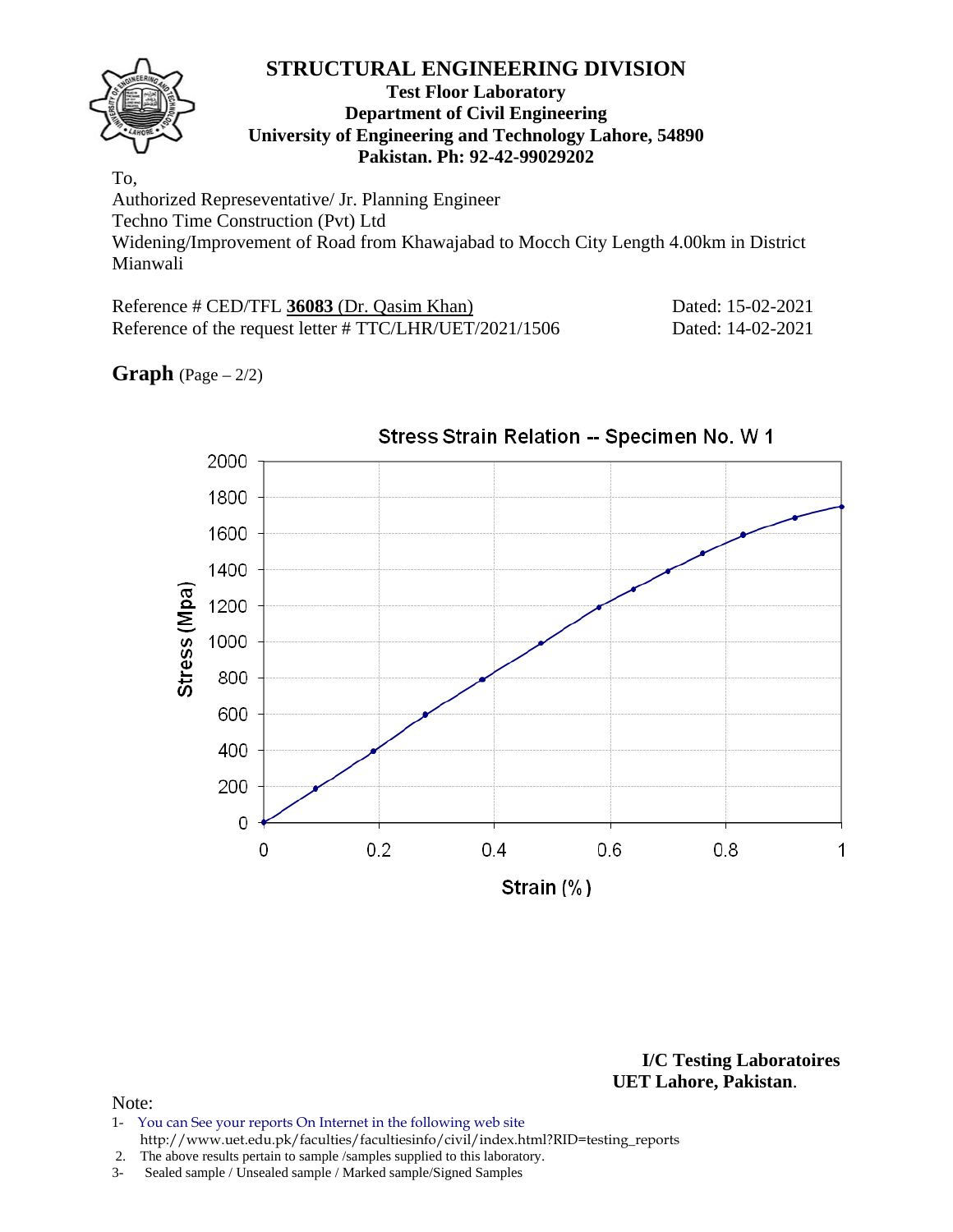# STRUCTURAL ENGINEERING DIVISION

**Test Floor Laboratory**
**Department of Civil Engineering**
**University of Engineering and Technology Lahore, 54890**
**Pakistan. Ph: 92-42-99029202**

To,
Authorized Represeventative/ Jr. Planning Engineer
Techno Time Construction (Pvt) Ltd
Widening/Improvement of Road from Khawajabad to Mocch City Length 4.00km in District Mianwali

Reference # CED/TFL **36083** (Dr. Qasim Khan) Dated: 15-02-2021
Reference of the request letter # TTC/LHR/UET/2021/1506 Dated: 14-02-2021

**Graph** (Page – 2/2)

Stress Strain Relation -- Specimen No. W 1

Stress (Mpa)

2000
1800
1600
1400
1200
1000
800
600
400
200
0

0 0.2 0.4 0.6 0.8 1

Strain (%)

**I/C Testing Laboratoires**
**UET Lahore, Pakistan**.

Note:
1- You can See your reports On Internet in the following web site
http://www.uet.edu.pk/faculties/facultiesinfo/civil/index.html?RID=testing_reports
2. The above results pertain to sample /samples supplied to this laboratory.
3- Sealed sample / Unsealed sample / Marked sample/Signed Samples